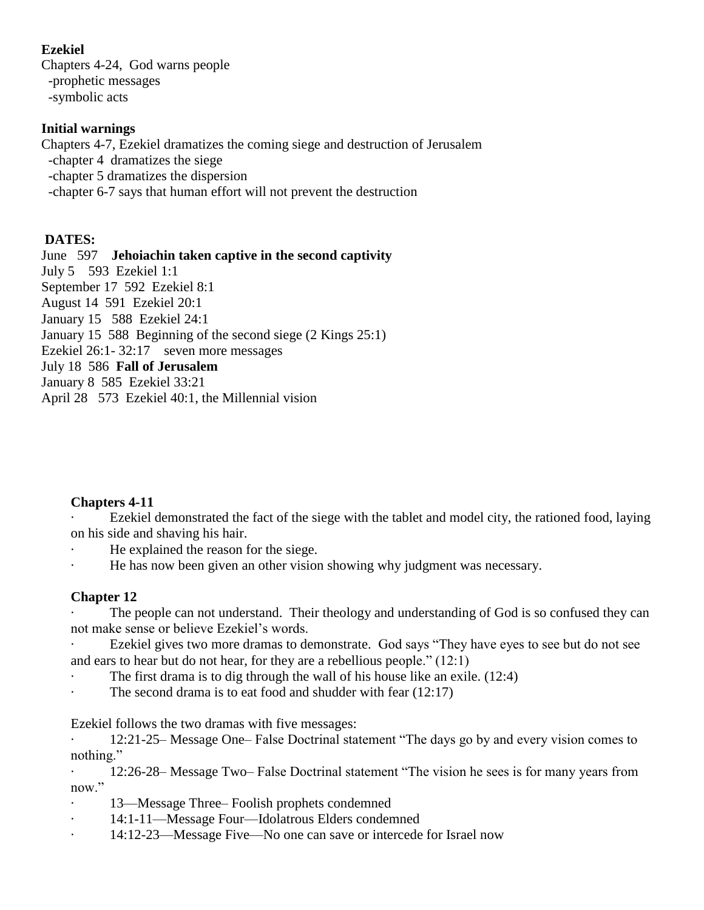**Ezekiel**

Chapters 4-24, God warns people

-prophetic messages

-symbolic acts

**Initial warnings**

Chapters 4-7, Ezekiel dramatizes the coming siege and destruction of Jerusalem

-chapter 4 dramatizes the siege

-chapter 5 dramatizes the dispersion

-chapter 6-7 says that human effort will not prevent the destruction

**DATES:**

June 597 **Jehoiachin taken captive in the second captivity**

July 5 593 Ezekiel 1:1

September 17 592 Ezekiel 8:1

August 14 591 Ezekiel 20:1

January 15 588 Ezekiel 24:1

January 15 588 Beginning of the second siege (2 Kings 25:1)

Ezekiel 26:1- 32:17 seven more messages

July 18 586 **Fall of Jerusalem**

January 8 585 Ezekiel 33:21

April 28 573 Ezekiel 40:1, the Millennial vision

**Chapters 4-11**

- Ezekiel demonstrated the fact of the siege with the tablet and model city, the rationed food, laying on his side and shaving his hair.
- He explained the reason for the siege.
- He has now been given an other vision showing why judgment was necessary.

**Chapter 12**

- The people can not understand. Their theology and understanding of God is so confused they can not make sense or believe Ezekiel's words.
- Ezekiel gives two more dramas to demonstrate. God says "They have eyes to see but do not see and ears to hear but do not hear, for they are a rebellious people." (12:1)
- The first drama is to dig through the wall of his house like an exile. (12:4)
- The second drama is to eat food and shudder with fear (12:17)

Ezekiel follows the two dramas with five messages:

- 12:21-25– Message One– False Doctrinal statement "The days go by and every vision comes to nothing."
- 12:26-28– Message Two– False Doctrinal statement "The vision he sees is for many years from now."
- 13—Message Three– Foolish prophets condemned
- 14:1-11—Message Four—Idolatrous Elders condemned
- 14:12-23—Message Five—No one can save or intercede for Israel now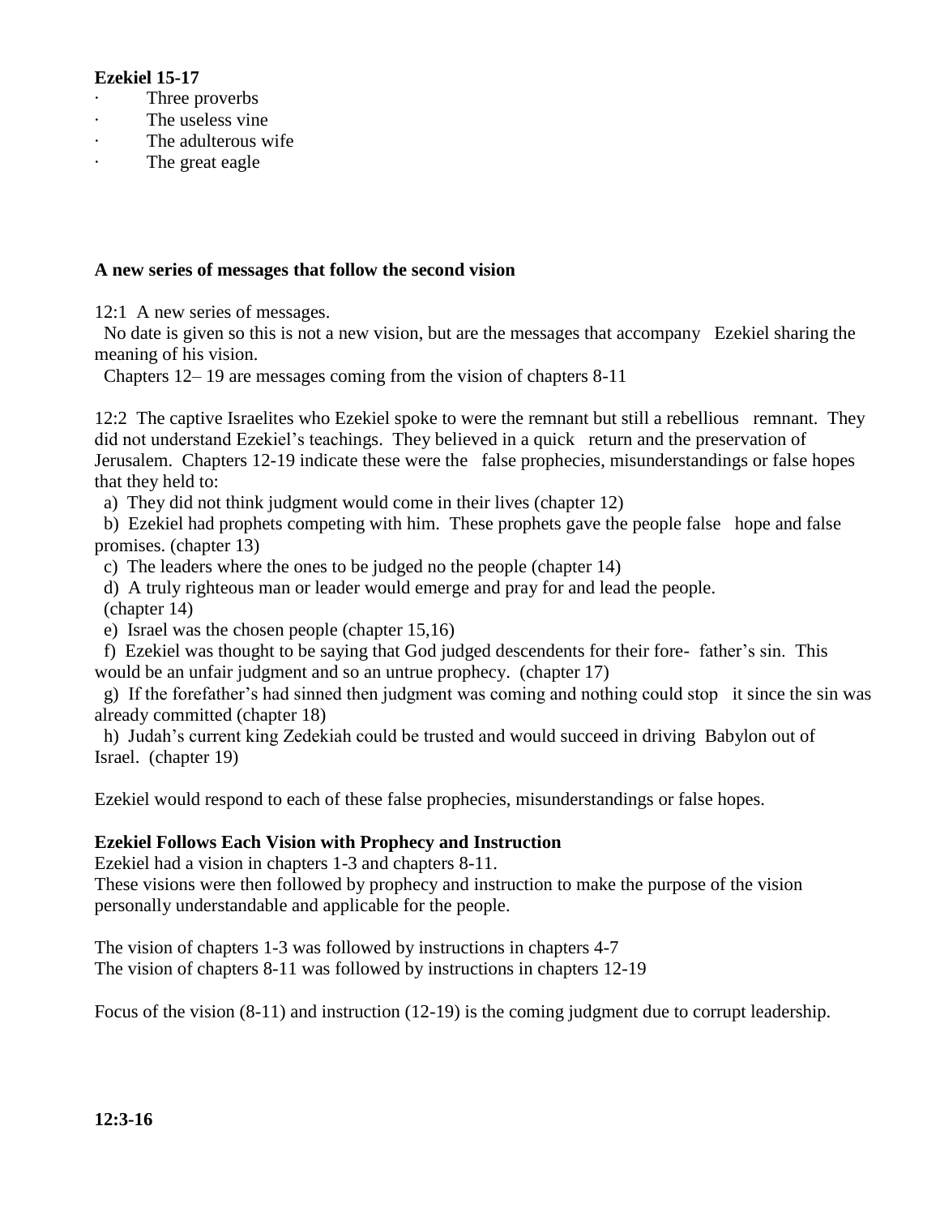**Ezekiel 15-17**

- Three proverbs
- The useless vine
- The adulterous wife
- The great eagle

**A new series of messages that follow the second vision**

12:1 A new series of messages.

No date is given so this is not a new vision, but are the messages that accompany Ezekiel sharing the meaning of his vision.

Chapters 12– 19 are messages coming from the vision of chapters 8-11

12:2 The captive Israelites who Ezekiel spoke to were the remnant but still a rebellious remnant. They did not understand Ezekiel's teachings. They believed in a quick return and the preservation of Jerusalem. Chapters 12-19 indicate these were the false prophecies, misunderstandings or false hopes that they held to:

a) They did not think judgment would come in their lives (chapter 12)

b) Ezekiel had prophets competing with him. These prophets gave the people false hope and false promises. (chapter 13)

c) The leaders where the ones to be judged no the people (chapter 14)

d) A truly righteous man or leader would emerge and pray for and lead the people. (chapter 14)

e) Israel was the chosen people (chapter 15,16)

f) Ezekiel was thought to be saying that God judged descendents for their fore- father's sin. This would be an unfair judgment and so an untrue prophecy. (chapter 17)

g) If the forefather's had sinned then judgment was coming and nothing could stop it since the sin was already committed (chapter 18)

h) Judah's current king Zedekiah could be trusted and would succeed in driving Babylon out of Israel. (chapter 19)

Ezekiel would respond to each of these false prophecies, misunderstandings or false hopes.

**Ezekiel Follows Each Vision with Prophecy and Instruction**

Ezekiel had a vision in chapters 1-3 and chapters 8-11.
These visions were then followed by prophecy and instruction to make the purpose of the vision personally understandable and applicable for the people.

The vision of chapters 1-3 was followed by instructions in chapters 4-7
The vision of chapters 8-11 was followed by instructions in chapters 12-19

Focus of the vision (8-11) and instruction (12-19) is the coming judgment due to corrupt leadership.

**12:3-16**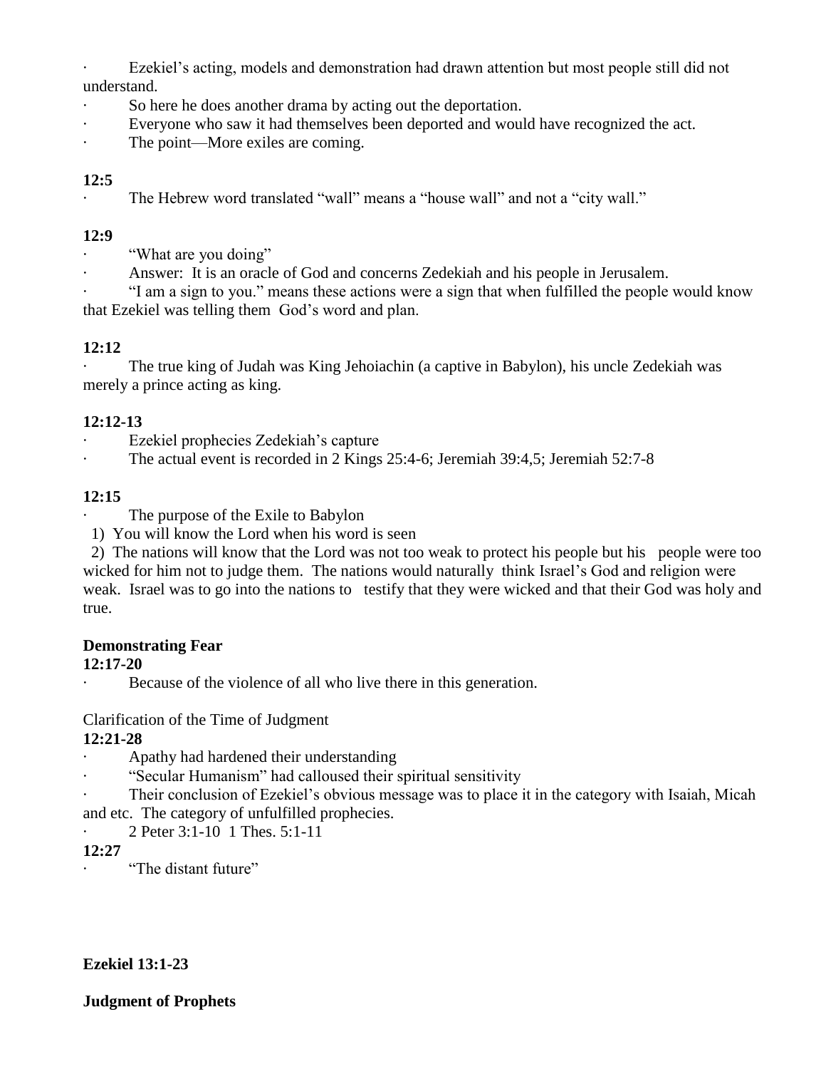· Ezekiel's acting, models and demonstration had drawn attention but most people still did not understand.
· So here he does another drama by acting out the deportation.
· Everyone who saw it had themselves been deported and would have recognized the act.
· The point—More exiles are coming.

**12:5**

· The Hebrew word translated "wall" means a "house wall" and not a "city wall."

**12:9**

· "What are you doing"
· Answer: It is an oracle of God and concerns Zedekiah and his people in Jerusalem.
· "I am a sign to you." means these actions were a sign that when fulfilled the people would know that Ezekiel was telling them God's word and plan.

**12:12**

· The true king of Judah was King Jehoiachin (a captive in Babylon), his uncle Zedekiah was merely a prince acting as king.

**12:12-13**

· Ezekiel prophecies Zedekiah's capture
· The actual event is recorded in 2 Kings 25:4-6; Jeremiah 39:4,5; Jeremiah 52:7-8

**12:15**

· The purpose of the Exile to Babylon
1) You will know the Lord when his word is seen
2) The nations will know that the Lord was not too weak to protect his people but his people were too wicked for him not to judge them. The nations would naturally think Israel's God and religion were weak. Israel was to go into the nations to testify that they were wicked and that their God was holy and true.

**Demonstrating Fear**

**12:17-20**

· Because of the violence of all who live there in this generation.

Clarification of the Time of Judgment

**12:21-28**

· Apathy had hardened their understanding
· "Secular Humanism" had calloused their spiritual sensitivity
· Their conclusion of Ezekiel's obvious message was to place it in the category with Isaiah, Micah and etc. The category of unfulfilled prophecies.
· 2 Peter 3:1-10 1 Thes. 5:1-11

**12:27**

· "The distant future"

**Ezekiel 13:1-23**

**Judgment of Prophets**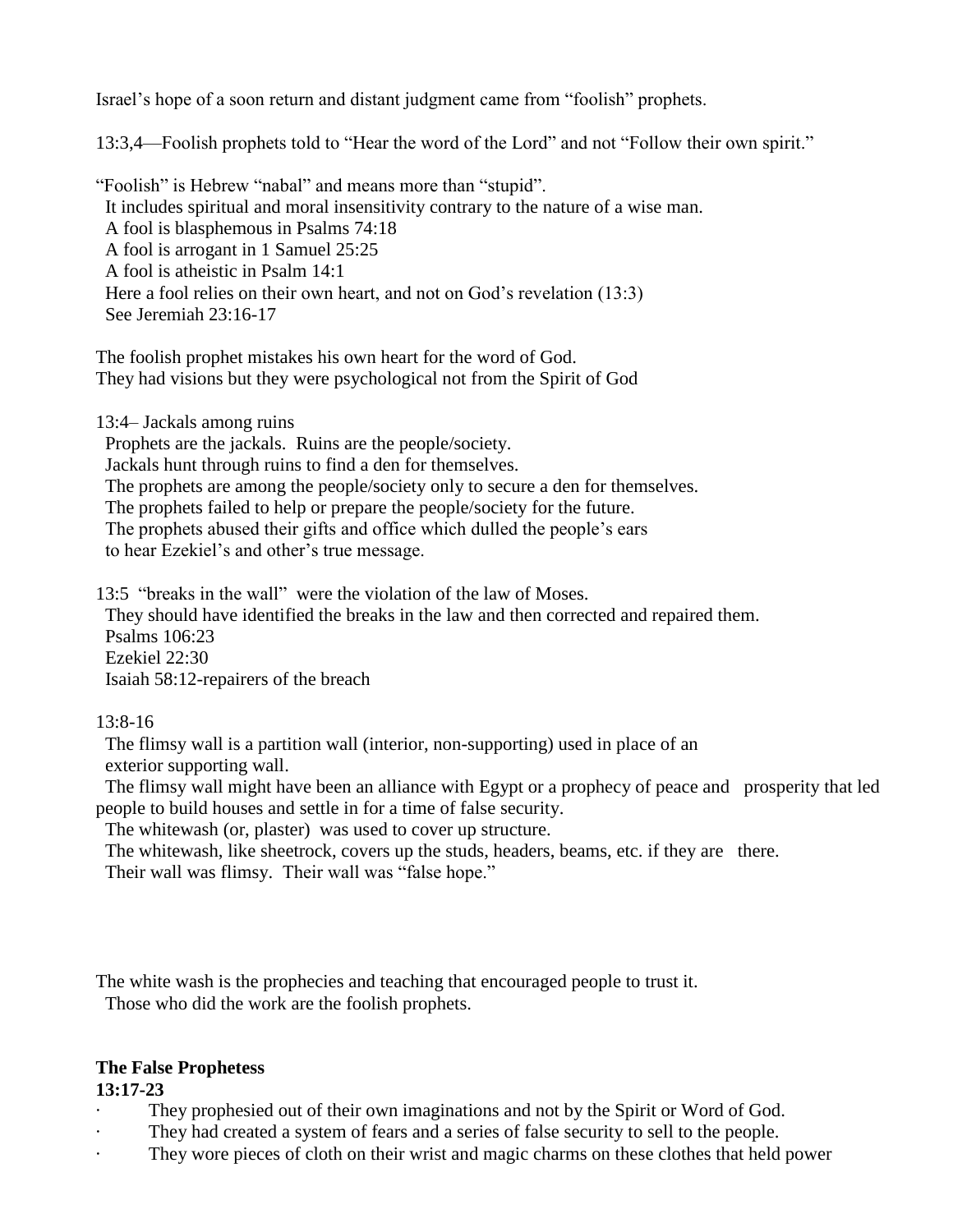Israel's hope of a soon return and distant judgment came from "foolish" prophets.

13:3,4—Foolish prophets told to "Hear the word of the Lord" and not "Follow their own spirit."

"Foolish" is Hebrew "nabal" and means more than "stupid".
It includes spiritual and moral insensitivity contrary to the nature of a wise man.
A fool is blasphemous in Psalms 74:18
A fool is arrogant in 1 Samuel 25:25
A fool is atheistic in Psalm 14:1
Here a fool relies on their own heart, and not on God's revelation (13:3)
See Jeremiah 23:16-17

The foolish prophet mistakes his own heart for the word of God.
They had visions but they were psychological not from the Spirit of God

13:4– Jackals among ruins
Prophets are the jackals. Ruins are the people/society.
Jackals hunt through ruins to find a den for themselves.
The prophets are among the people/society only to secure a den for themselves.
The prophets failed to help or prepare the people/society for the future.
The prophets abused their gifts and office which dulled the people's ears to hear Ezekiel's and other's true message.

13:5 "breaks in the wall" were the violation of the law of Moses.
They should have identified the breaks in the law and then corrected and repaired them.
Psalms 106:23
Ezekiel 22:30
Isaiah 58:12-repairers of the breach

13:8-16
The flimsy wall is a partition wall (interior, non-supporting) used in place of an exterior supporting wall.
The flimsy wall might have been an alliance with Egypt or a prophecy of peace and prosperity that led people to build houses and settle in for a time of false security.
The whitewash (or, plaster) was used to cover up structure.
The whitewash, like sheetrock, covers up the studs, headers, beams, etc. if they are there.
Their wall was flimsy. Their wall was "false hope."

The white wash is the prophecies and teaching that encouraged people to trust it.
Those who did the work are the foolish prophets.

**The False Prophetess**
**13:17-23**

- They prophesied out of their own imaginations and not by the Spirit or Word of God.
- They had created a system of fears and a series of false security to sell to the people.
- They wore pieces of cloth on their wrist and magic charms on these clothes that held power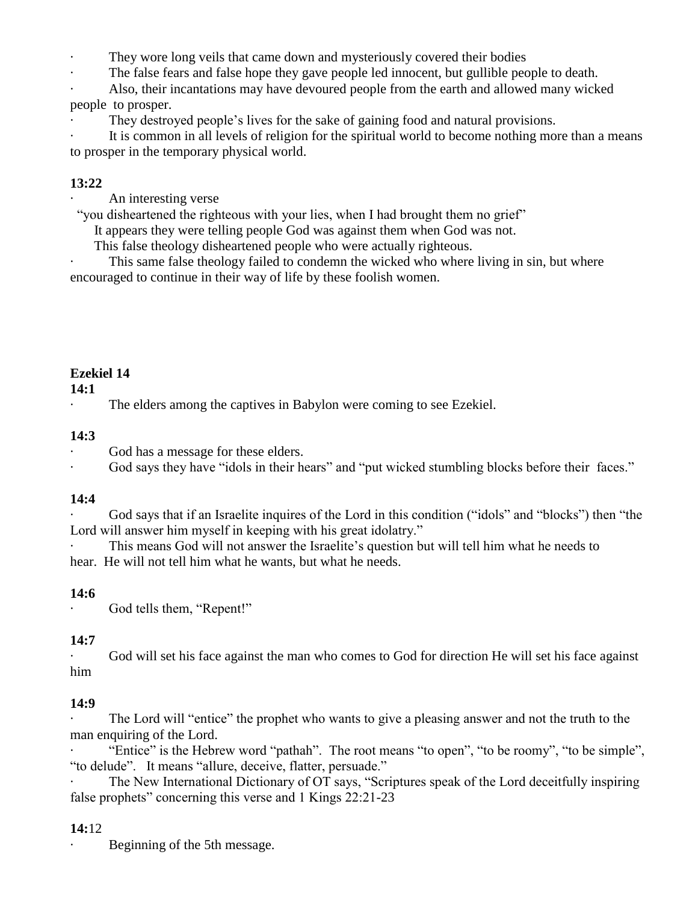- They wore long veils that came down and mysteriously covered their bodies
- The false fears and false hope they gave people led innocent, but gullible people to death.
- Also, their incantations may have devoured people from the earth and allowed many wicked people to prosper.
- They destroyed people's lives for the sake of gaining food and natural provisions.
- It is common in all levels of religion for the spiritual world to become nothing more than a means to prosper in the temporary physical world.

**13:22**

- An interesting verse

"you disheartened the righteous with your lies, when I had brought them no grief"

It appears they were telling people God was against them when God was not.

This false theology disheartened people who were actually righteous.

- This same false theology failed to condemn the wicked who where living in sin, but where encouraged to continue in their way of life by these foolish women.

**Ezekiel 14**

**14:1**

- The elders among the captives in Babylon were coming to see Ezekiel.

**14:3**

- God has a message for these elders.
- God says they have "idols in their hears" and "put wicked stumbling blocks before their faces."

**14:4**

- God says that if an Israelite inquires of the Lord in this condition ("idols" and "blocks") then "the Lord will answer him myself in keeping with his great idolatry."
- This means God will not answer the Israelite's question but will tell him what he needs to hear. He will not tell him what he wants, but what he needs.

**14:6**

- God tells them, "Repent!"

**14:7**

- God will set his face against the man who comes to God for direction He will set his face against him

**14:9**

- The Lord will "entice" the prophet who wants to give a pleasing answer and not the truth to the man enquiring of the Lord.
- "Entice" is the Hebrew word "pathah". The root means "to open", "to be roomy", "to be simple", "to delude". It means "allure, deceive, flatter, persuade."
- The New International Dictionary of OT says, "Scriptures speak of the Lord deceitfully inspiring false prophets" concerning this verse and 1 Kings 22:21-23

**14:**12

- Beginning of the 5th message.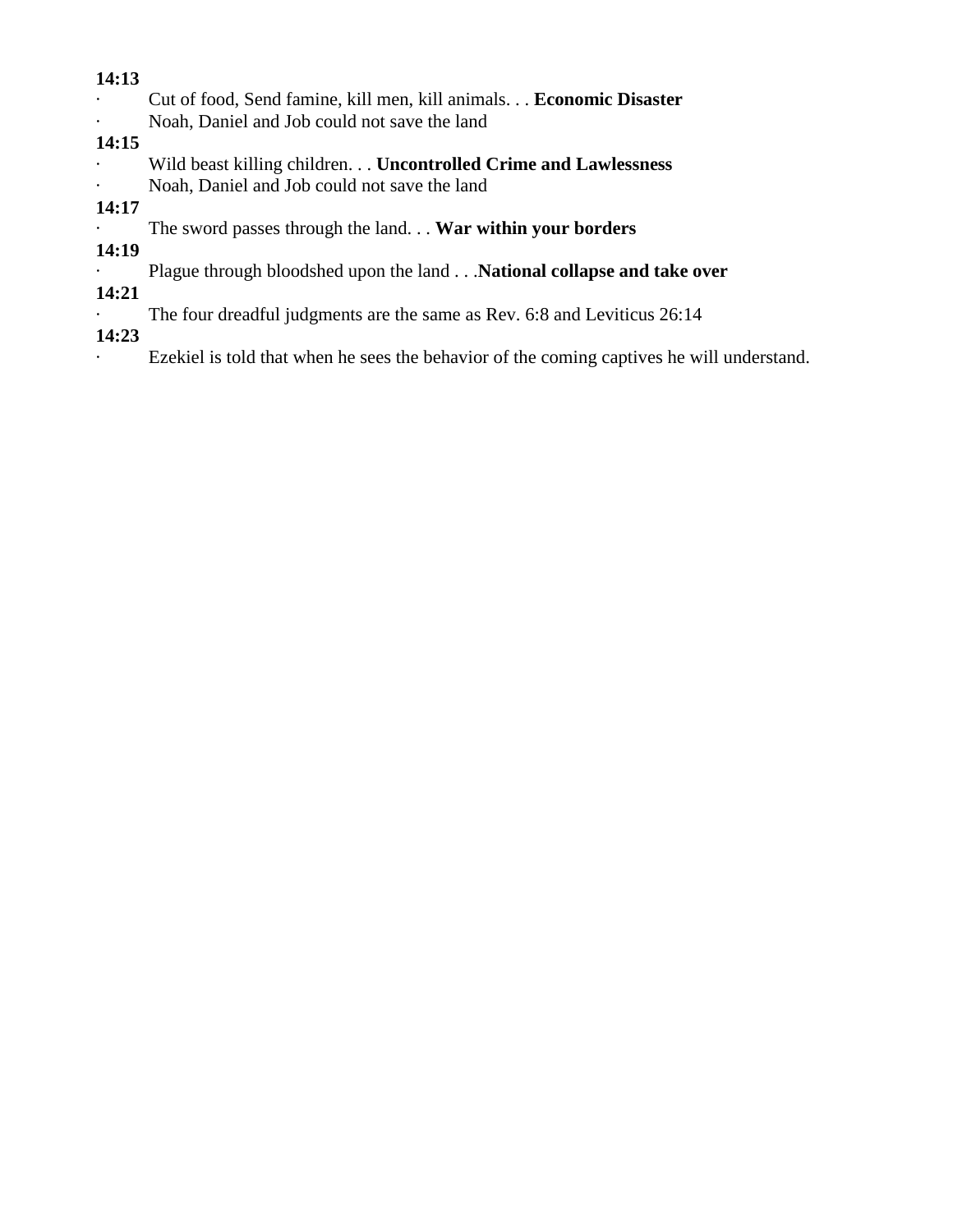**14:13**

- Cut of food, Send famine, kill men, kill animals. . . **Economic Disaster**
- Noah, Daniel and Job could not save the land

**14:15**

- Wild beast killing children. . . **Uncontrolled Crime and Lawlessness**
- Noah, Daniel and Job could not save the land

**14:17**

- The sword passes through the land. . . **War within your borders**

**14:19**

- Plague through bloodshed upon the land . . .**National collapse and take over**

**14:21**

- The four dreadful judgments are the same as Rev. 6:8 and Leviticus 26:14

**14:23**

- Ezekiel is told that when he sees the behavior of the coming captives he will understand.